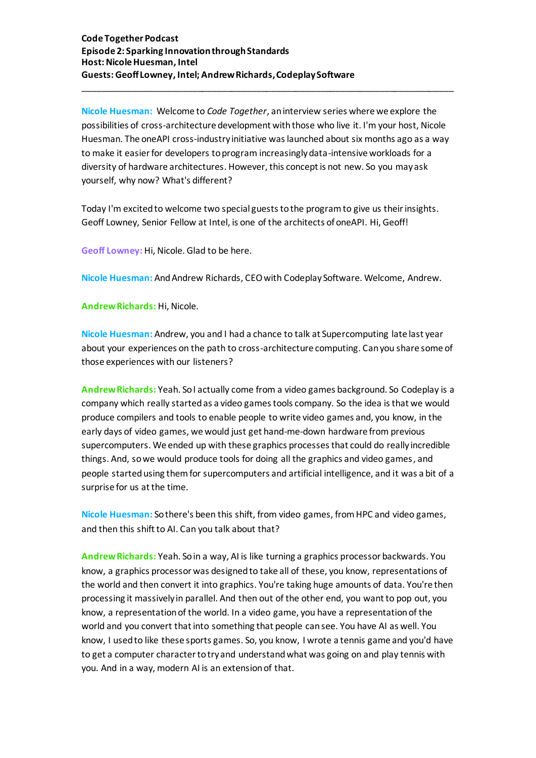**Code Together Podcast**
**Episode 2: Sparking Innovation through Standards**
**Host: Nicole Huesman, Intel**
**Guests: Geoff Lowney, Intel; Andrew Richards, Codeplay Software**

---

**Nicole Huesman:** Welcome to *Code Together*, an interview series where we explore the possibilities of cross-architecture development with those who live it. I'm your host, Nicole Huesman. The oneAPI cross-industry initiative was launched about six months ago as a way to make it easier for developers to program increasingly data-intensive workloads for a diversity of hardware architectures. However, this concept is not new. So you may ask yourself, why now? What's different?

Today I'm excited to welcome two special guests to the program to give us their insights. Geoff Lowney, Senior Fellow at Intel, is one of the architects of oneAPI. Hi, Geoff!

**Geoff Lowney:** Hi, Nicole. Glad to be here.

**Nicole Huesman:** And Andrew Richards, CEO with Codeplay Software. Welcome, Andrew.

**Andrew Richards:** Hi, Nicole.

**Nicole Huesman:** Andrew, you and I had a chance to talk at Supercomputing late last year about your experiences on the path to cross-architecture computing. Can you share some of those experiences with our listeners?

**Andrew Richards:** Yeah. So I actually come from a video games background. So Codeplay is a company which really started as a video games tools company. So the idea is that we would produce compilers and tools to enable people to write video games and, you know, in the early days of video games, we would just get hand-me-down hardware from previous supercomputers. We ended up with these graphics processes that could do really incredible things. And, so we would produce tools for doing all the graphics and video games, and people started using them for supercomputers and artificial intelligence, and it was a bit of a surprise for us at the time.

**Nicole Huesman:** So there's been this shift, from video games, from HPC and video games, and then this shift to AI. Can you talk about that?

**Andrew Richards:** Yeah. So in a way, AI is like turning a graphics processor backwards. You know, a graphics processor was designed to take all of these, you know, representations of the world and then convert it into graphics. You're taking huge amounts of data. You're then processing it massively in parallel. And then out of the other end, you want to pop out, you know, a representation of the world. In a video game, you have a representation of the world and you convert that into something that people can see. You have AI as well. You know, I used to like these sports games. So, you know, I wrote a tennis game and you'd have to get a computer character to try and understand what was going on and play tennis with you. And in a way, modern AI is an extension of that.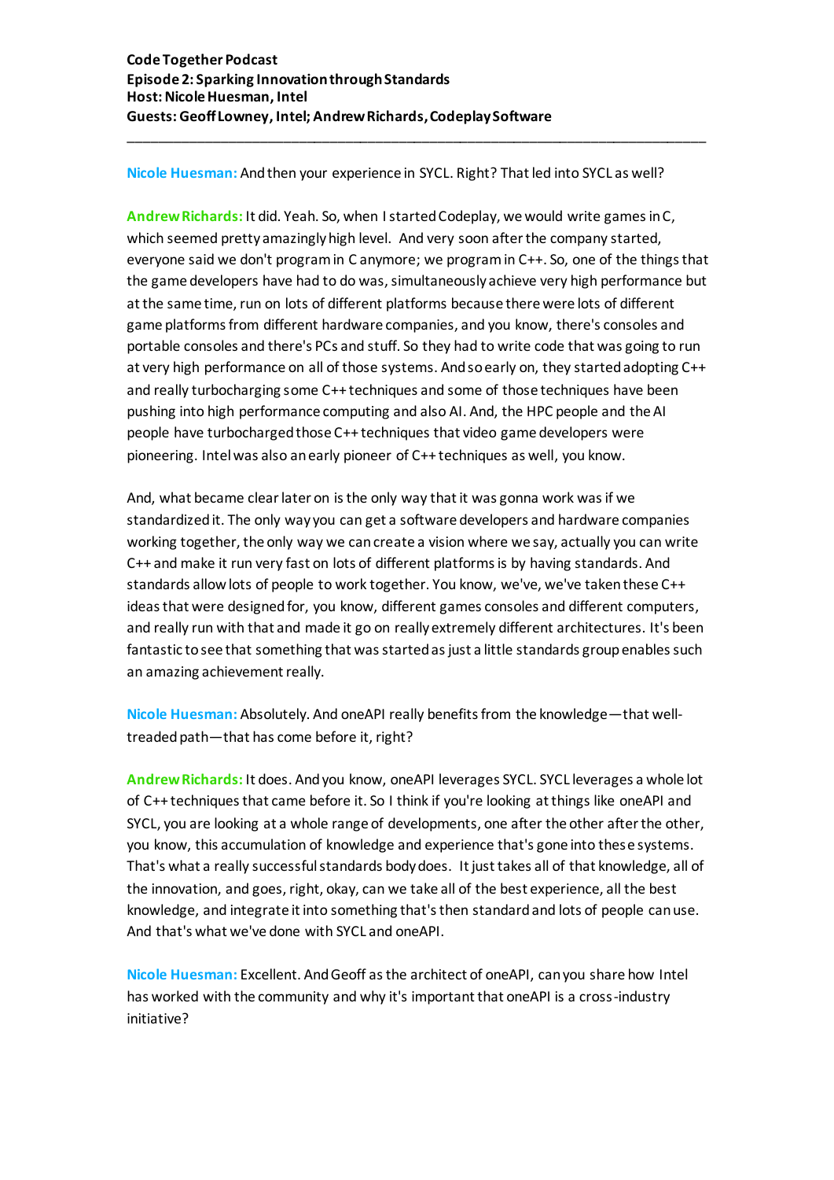**Code Together Podcast**
**Episode 2: Sparking Innovation through Standards**
**Host: Nicole Huesman, Intel**
**Guests: Geoff Lowney, Intel; Andrew Richards, Codeplay Software**

---

**Nicole Huesman:** And then your experience in SYCL. Right? That led into SYCL as well?

**Andrew Richards:** It did. Yeah. So, when I started Codeplay, we would write games in C, which seemed pretty amazingly high level. And very soon after the company started, everyone said we don't program in C anymore; we program in C++. So, one of the things that the game developers have had to do was, simultaneously achieve very high performance but at the same time, run on lots of different platforms because there were lots of different game platforms from different hardware companies, and you know, there's consoles and portable consoles and there's PCs and stuff. So they had to write code that was going to run at very high performance on all of those systems. And so early on, they started adopting C++ and really turbocharging some C++ techniques and some of those techniques have been pushing into high performance computing and also AI. And, the HPC people and the AI people have turbocharged those C++ techniques that video game developers were pioneering. Intel was also an early pioneer of C++ techniques as well, you know.

And, what became clear later on is the only way that it was gonna work was if we standardized it. The only way you can get a software developers and hardware companies working together, the only way we can create a vision where we say, actually you can write C++ and make it run very fast on lots of different platforms is by having standards. And standards allow lots of people to work together. You know, we've, we've taken these C++ ideas that were designed for, you know, different games consoles and different computers, and really run with that and made it go on really extremely different architectures. It's been fantastic to see that something that was started as just a little standards group enables such an amazing achievement really.

**Nicole Huesman:** Absolutely. And oneAPI really benefits from the knowledge—that well-treaded path—that has come before it, right?

**Andrew Richards:** It does. And you know, oneAPI leverages SYCL. SYCL leverages a whole lot of C++ techniques that came before it. So I think if you're looking at things like oneAPI and SYCL, you are looking at a whole range of developments, one after the other after the other, you know, this accumulation of knowledge and experience that's gone into these systems. That's what a really successful standards body does. It just takes all of that knowledge, all of the innovation, and goes, right, okay, can we take all of the best experience, all the best knowledge, and integrate it into something that's then standard and lots of people can use. And that's what we've done with SYCL and oneAPI.

**Nicole Huesman:** Excellent. And Geoff as the architect of oneAPI, can you share how Intel has worked with the community and why it's important that oneAPI is a cross-industry initiative?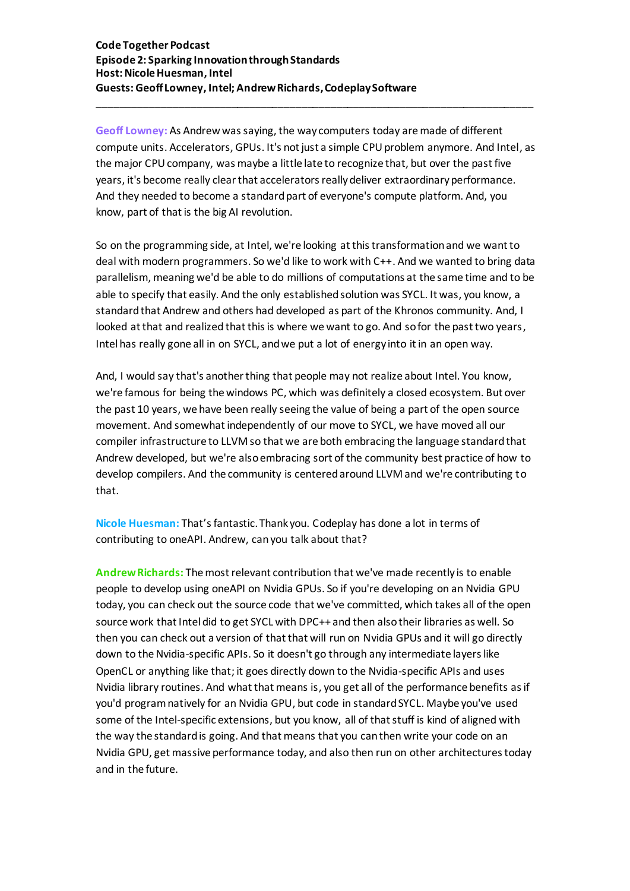**Code Together Podcast**
**Episode 2: Sparking Innovation through Standards**
**Host: Nicole Huesman, Intel**
**Guests: Geoff Lowney, Intel; Andrew Richards, Codeplay Software**

---

**Geoff Lowney:** As Andrew was saying, the way computers today are made of different compute units. Accelerators, GPUs. It's not just a simple CPU problem anymore. And Intel, as the major CPU company, was maybe a little late to recognize that, but over the past five years, it's become really clear that accelerators really deliver extraordinary performance. And they needed to become a standard part of everyone's compute platform. And, you know, part of that is the big AI revolution.

So on the programming side, at Intel, we're looking at this transformation and we want to deal with modern programmers. So we'd like to work with C++. And we wanted to bring data parallelism, meaning we'd be able to do millions of computations at the same time and to be able to specify that easily. And the only established solution was SYCL. It was, you know, a standard that Andrew and others had developed as part of the Khronos community. And, I looked at that and realized that this is where we want to go. And so for the past two years, Intel has really gone all in on SYCL, and we put a lot of energy into it in an open way.

And, I would say that's another thing that people may not realize about Intel. You know, we're famous for being the windows PC, which was definitely a closed ecosystem. But over the past 10 years, we have been really seeing the value of being a part of the open source movement. And somewhat independently of our move to SYCL, we have moved all our compiler infrastructure to LLVM so that we are both embracing the language standard that Andrew developed, but we're also embracing sort of the community best practice of how to develop compilers. And the community is centered around LLVM and we're contributing to that.

**Nicole Huesman:** That's fantastic. Thank you. Codeplay has done a lot in terms of contributing to oneAPI. Andrew, can you talk about that?

**Andrew Richards:** The most relevant contribution that we've made recently is to enable people to develop using oneAPI on Nvidia GPUs. So if you're developing on an Nvidia GPU today, you can check out the source code that we've committed, which takes all of the open source work that Intel did to get SYCL with DPC++ and then also their libraries as well. So then you can check out a version of that that will run on Nvidia GPUs and it will go directly down to the Nvidia-specific APIs. So it doesn't go through any intermediate layers like OpenCL or anything like that; it goes directly down to the Nvidia-specific APIs and uses Nvidia library routines. And what that means is, you get all of the performance benefits as if you'd program natively for an Nvidia GPU, but code in standard SYCL. Maybe you've used some of the Intel-specific extensions, but you know, all of that stuff is kind of aligned with the way the standard is going. And that means that you can then write your code on an Nvidia GPU, get massive performance today, and also then run on other architectures today and in the future.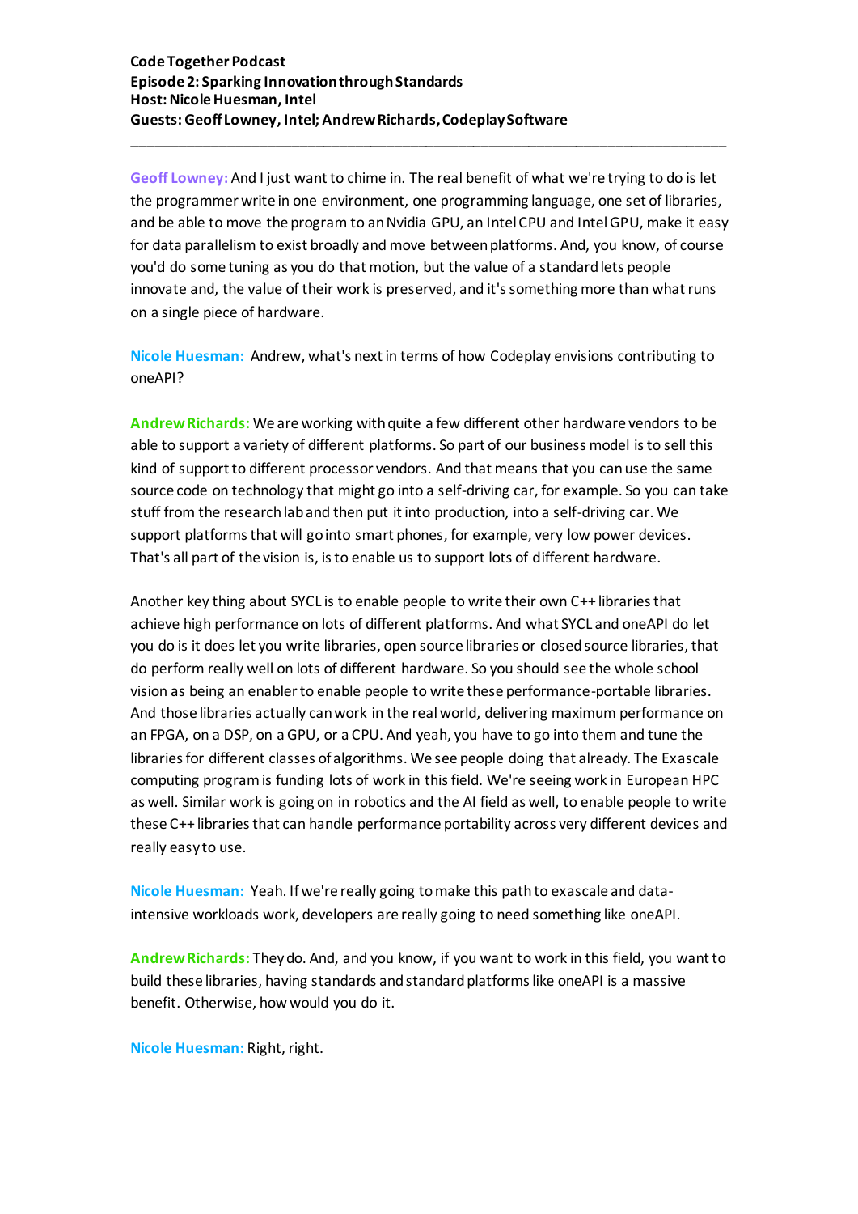Geoff Lowney: And I just want to chime in. The real benefit of what we're trying to do is let the programmer write in one environment, one programming language, one set of libraries, and be able to move the program to an Nvidia GPU, an Intel CPU and Intel GPU, make it easy for data parallelism to exist broadly and move between platforms. And, you know, of course you'd do some tuning as you do that motion, but the value of a standard lets people innovate and, the value of their work is preserved, and it's something more than what runs on a single piece of hardware.

Nicole Huesman: Andrew, what's next in terms of how Codeplay envisions contributing to oneAPI?

Andrew Richards: We are working with quite a few different other hardware vendors to be able to support a variety of different platforms. So part of our business model is to sell this kind of support to different processor vendors. And that means that you can use the same source code on technology that might go into a self-driving car, for example. So you can take stuff from the research lab and then put it into production, into a self-driving car. We support platforms that will go into smart phones, for example, very low power devices. That's all part of the vision is, is to enable us to support lots of different hardware.

Another key thing about SYCL is to enable people to write their own C++ libraries that achieve high performance on lots of different platforms. And what SYCL and oneAPI do let you do is it does let you write libraries, open source libraries or closed source libraries, that do perform really well on lots of different hardware. So you should see the whole school vision as being an enabler to enable people to write these performance-portable libraries. And those libraries actually can work in the real world, delivering maximum performance on an FPGA, on a DSP, on a GPU, or a CPU. And yeah, you have to go into them and tune the libraries for different classes of algorithms. We see people doing that already. The Exascale computing program is funding lots of work in this field. We're seeing work in European HPC as well. Similar work is going on in robotics and the AI field as well, to enable people to write these C++ libraries that can handle performance portability across very different devices and really easy to use.

Nicole Huesman: Yeah. If we're really going to make this path to exascale and data-intensive workloads work, developers are really going to need something like oneAPI.

Andrew Richards: They do. And, and you know, if you want to work in this field, you want to build these libraries, having standards and standard platforms like oneAPI is a massive benefit. Otherwise, how would you do it.

Nicole Huesman: Right, right.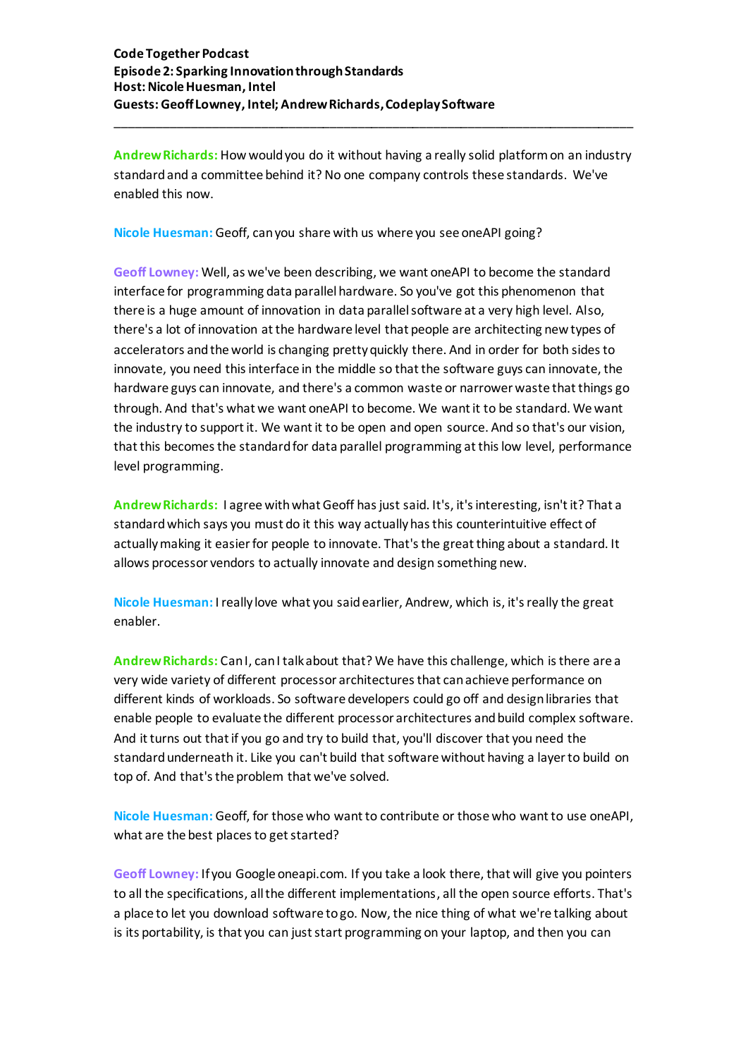**Code Together Podcast**
**Episode 2: Sparking Innovation through Standards**
**Host: Nicole Huesman, Intel**
**Guests: Geoff Lowney, Intel; Andrew Richards, Codeplay Software**

---

**Andrew Richards:** How would you do it without having a really solid platform on an industry standard and a committee behind it? No one company controls these standards. We've enabled this now.

**Nicole Huesman:** Geoff, can you share with us where you see oneAPI going?

**Geoff Lowney:** Well, as we've been describing, we want oneAPI to become the standard interface for programming data parallel hardware. So you've got this phenomenon that there is a huge amount of innovation in data parallel software at a very high level. Also, there's a lot of innovation at the hardware level that people are architecting new types of accelerators and the world is changing pretty quickly there. And in order for both sides to innovate, you need this interface in the middle so that the software guys can innovate, the hardware guys can innovate, and there's a common waste or narrower waste that things go through. And that's what we want oneAPI to become. We want it to be standard. We want the industry to support it. We want it to be open and open source. And so that's our vision, that this becomes the standard for data parallel programming at this low level, performance level programming.

**Andrew Richards:** I agree with what Geoff has just said. It's, it's interesting, isn't it? That a standard which says you must do it this way actually has this counterintuitive effect of actually making it easier for people to innovate. That's the great thing about a standard. It allows processor vendors to actually innovate and design something new.

**Nicole Huesman:** I really love what you said earlier, Andrew, which is, it's really the great enabler.

**Andrew Richards:** Can I, can I talk about that? We have this challenge, which is there are a very wide variety of different processor architectures that can achieve performance on different kinds of workloads. So software developers could go off and design libraries that enable people to evaluate the different processor architectures and build complex software. And it turns out that if you go and try to build that, you'll discover that you need the standard underneath it. Like you can't build that software without having a layer to build on top of. And that's the problem that we've solved.

**Nicole Huesman:** Geoff, for those who want to contribute or those who want to use oneAPI, what are the best places to get started?

**Geoff Lowney:** If you Google oneapi.com. If you take a look there, that will give you pointers to all the specifications, all the different implementations, all the open source efforts. That's a place to let you download software to go. Now, the nice thing of what we're talking about is its portability, is that you can just start programming on your laptop, and then you can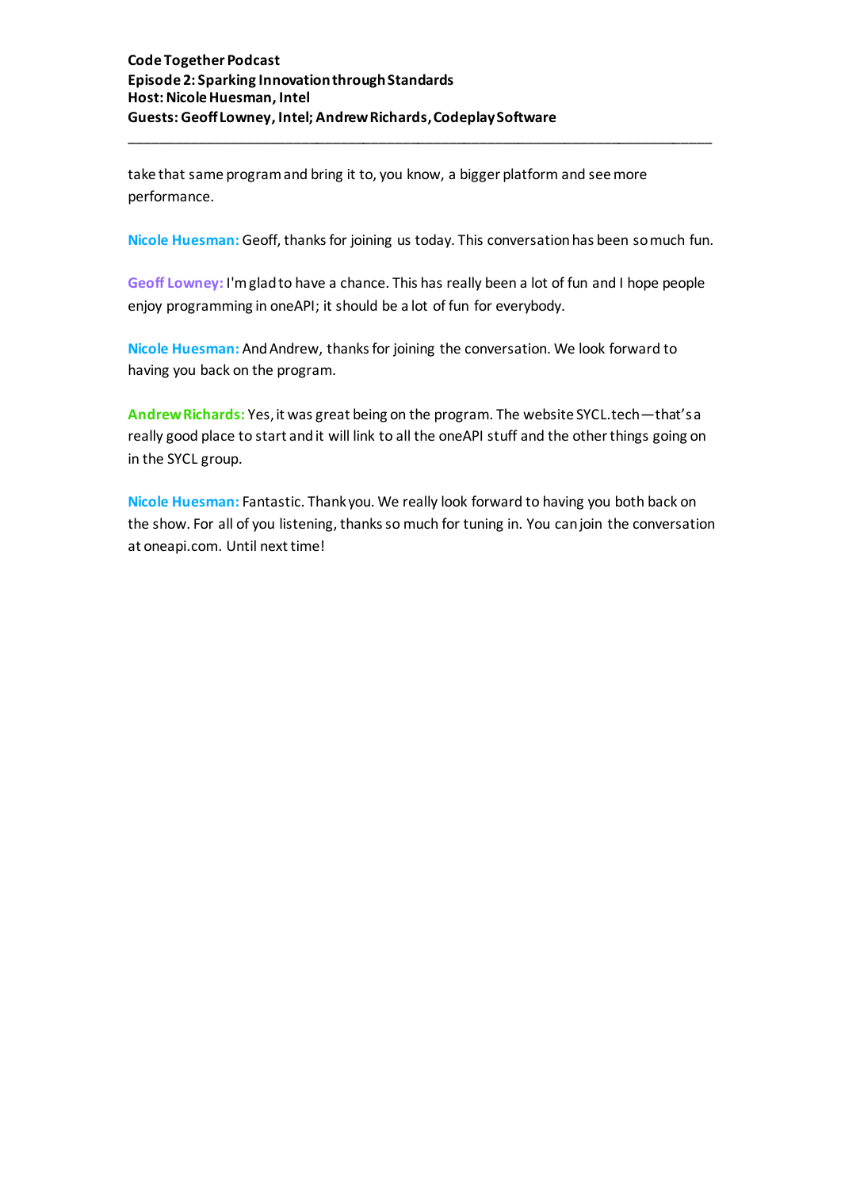take that same program and bring it to, you know, a bigger platform and see more performance.

**Nicole Huesman:** Geoff, thanks for joining us today. This conversation has been so much fun.

**Geoff Lowney:** I'm glad to have a chance. This has really been a lot of fun and I hope people enjoy programming in oneAPI; it should be a lot of fun for everybody.

**Nicole Huesman:** And Andrew, thanks for joining the conversation. We look forward to having you back on the program.

**Andrew Richards:** Yes, it was great being on the program. The website SYCL.tech—that's a really good place to start and it will link to all the oneAPI stuff and the other things going on in the SYCL group.

**Nicole Huesman:** Fantastic. Thank you. We really look forward to having you both back on the show. For all of you listening, thanks so much for tuning in. You can join the conversation at oneapi.com. Until next time!